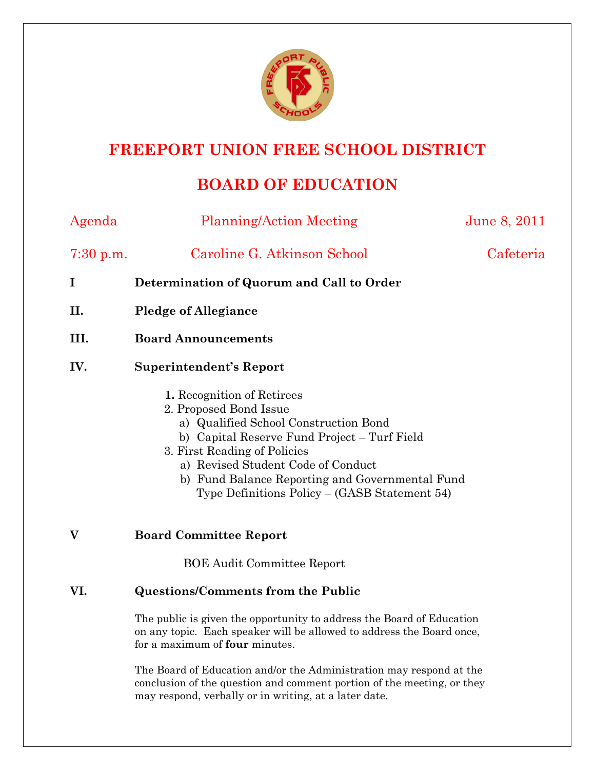# FREEPORT UNION FREE SCHOOL DISTRICT

## BOARD OF EDUCATION

Agenda — Planning/Action Meeting — June 8, 2011

7:30 p.m. — Caroline G. Atkinson School — Cafeteria

**I Determination of Quorum and Call to Order**

**II. Pledge of Allegiance**

**III. Board Announcements**

**IV. Superintendent's Report**

1. Recognition of Retirees
2. Proposed Bond Issue
   a) Qualified School Construction Bond
   b) Capital Reserve Fund Project – Turf Field
3. First Reading of Policies
   a) Revised Student Code of Conduct
   b) Fund Balance Reporting and Governmental Fund Type Definitions Policy – (GASB Statement 54)

**V Board Committee Report**

BOE Audit Committee Report

**VI. Questions/Comments from the Public**

The public is given the opportunity to address the Board of Education on any topic. Each speaker will be allowed to address the Board once, for a maximum of **four** minutes.

The Board of Education and/or the Administration may respond at the conclusion of the question and comment portion of the meeting, or they may respond, verbally or in writing, at a later date.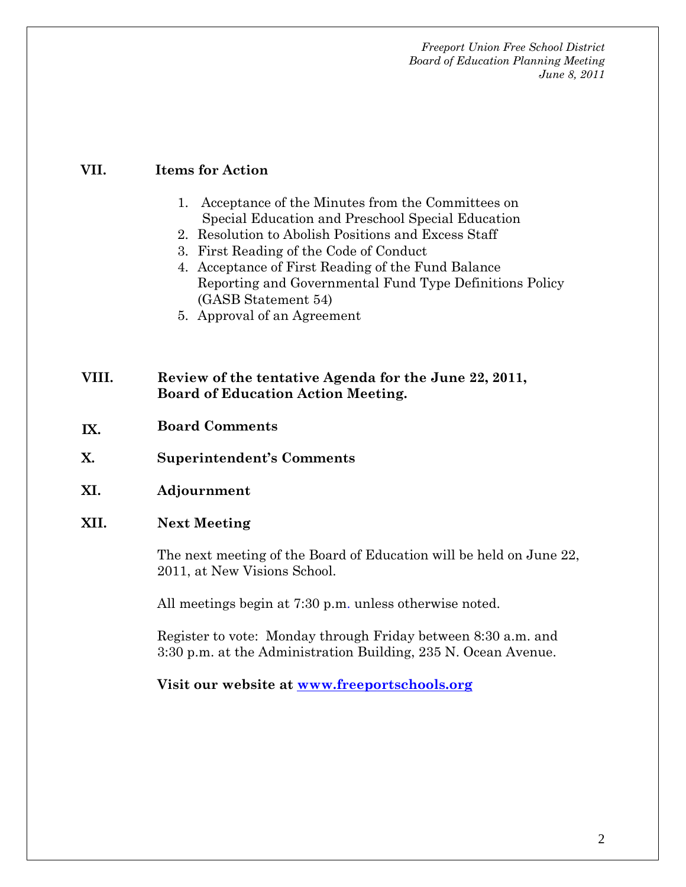## VII. Items for Action

1. Acceptance of the Minutes from the Committees on Special Education and Preschool Special Education
2. Resolution to Abolish Positions and Excess Staff
3. First Reading of the Code of Conduct
4. Acceptance of First Reading of the Fund Balance Reporting and Governmental Fund Type Definitions Policy (GASB Statement 54)
5. Approval of an Agreement

## VIII. Review of the tentative Agenda for the June 22, 2011, Board of Education Action Meeting.

## IX. Board Comments

## X. Superintendent's Comments

## XI. Adjournment

## XII. Next Meeting

The next meeting of the Board of Education will be held on June 22, 2011, at New Visions School.

All meetings begin at 7:30 p.m. unless otherwise noted.

Register to vote: Monday through Friday between 8:30 a.m. and 3:30 p.m. at the Administration Building, 235 N. Ocean Avenue.

**Visit our website at [www.freeportschools.org](http://www.freeportschools.org)**